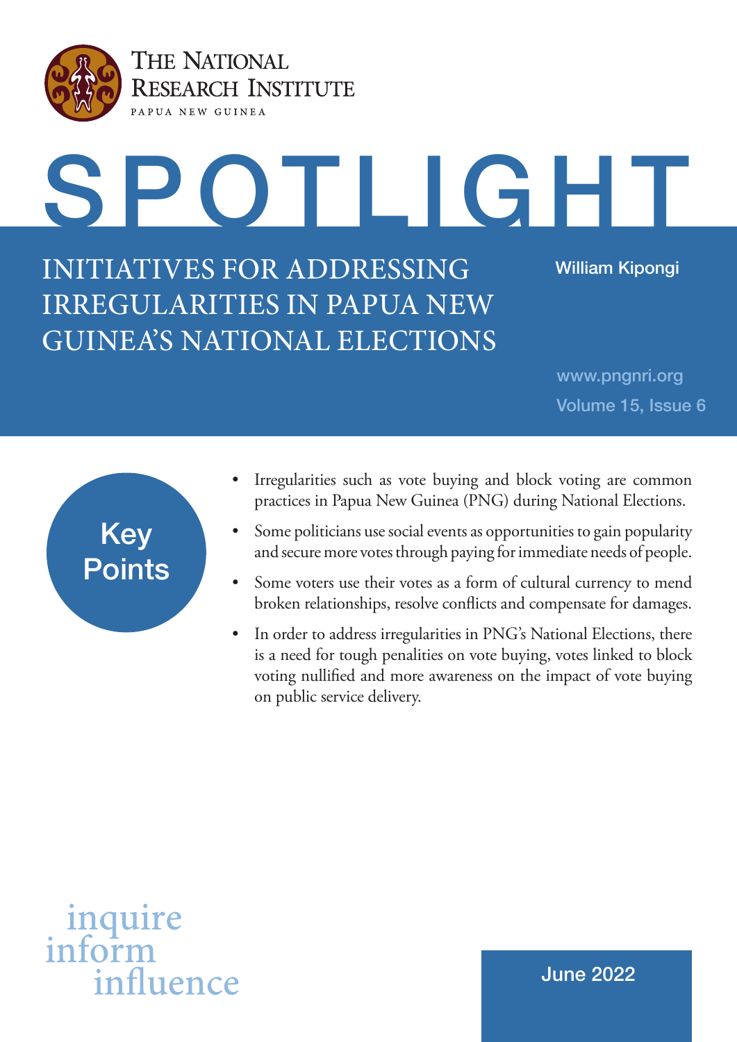THE NATIONAL RESEARCH INSTITUTE
PAPUA NEW GUINEA

# SPOTLIGHT

## INITIATIVES FOR ADDRESSING IRREGULARITIES IN PAPUA NEW GUINEA'S NATIONAL ELECTIONS

William Kipongi

www.pngnri.org

Volume 15, Issue 6

### Key Points

- Irregularities such as vote buying and block voting are common practices in Papua New Guinea (PNG) during National Elections.
- Some politicians use social events as opportunities to gain popularity and secure more votes through paying for immediate needs of people.
- Some voters use their votes as a form of cultural currency to mend broken relationships, resolve conflicts and compensate for damages.
- In order to address irregularities in PNG's National Elections, there is a need for tough penalities on vote buying, votes linked to block voting nullified and more awareness on the impact of vote buying on public service delivery.

inquire
inform
influence

June 2022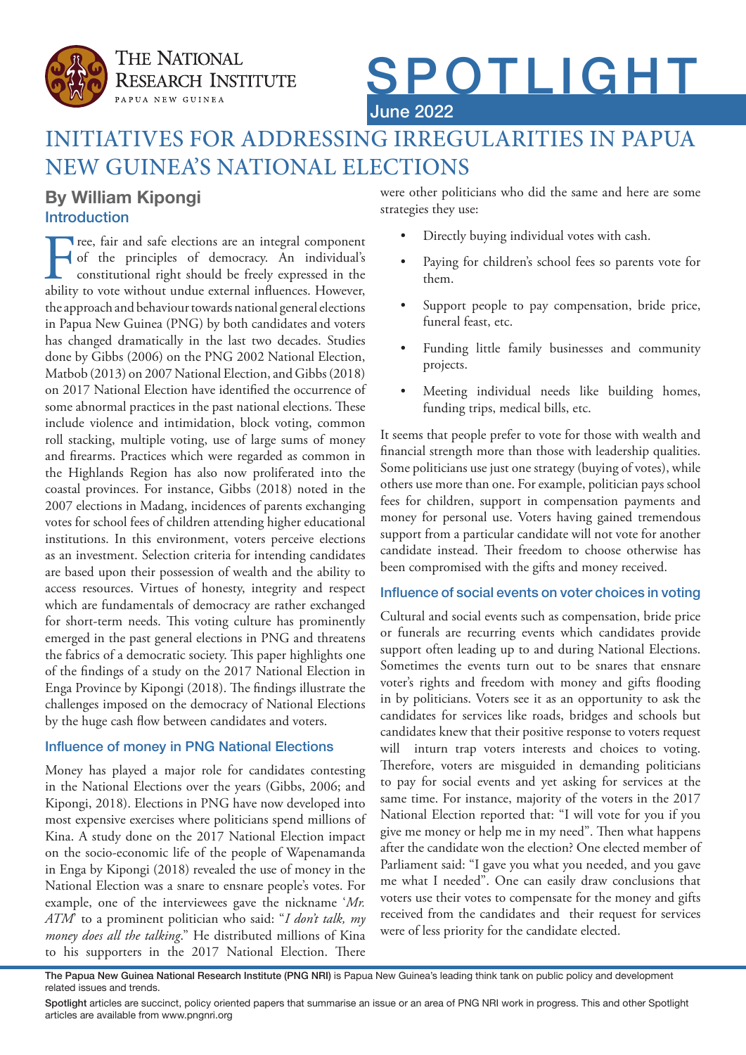# INITIATIVES FOR ADDRESSING IRREGULARITIES IN PAPUA NEW GUINEA'S NATIONAL ELECTIONS

## By William Kipongi

### Introduction

Free, fair and safe elections are an integral component of the principles of democracy. An individual's constitutional right should be freely expressed in the ability to vote without undue external influences. However, the approach and behaviour towards national general elections in Papua New Guinea (PNG) by both candidates and voters has changed dramatically in the last two decades. Studies done by Gibbs (2006) on the PNG 2002 National Election, Matbob (2013) on 2007 National Election, and Gibbs (2018) on 2017 National Election have identified the occurrence of some abnormal practices in the past national elections. These include violence and intimidation, block voting, common roll stacking, multiple voting, use of large sums of money and firearms. Practices which were regarded as common in the Highlands Region has also now proliferated into the coastal provinces. For instance, Gibbs (2018) noted in the 2007 elections in Madang, incidences of parents exchanging votes for school fees of children attending higher educational institutions. In this environment, voters perceive elections as an investment. Selection criteria for intending candidates are based upon their possession of wealth and the ability to access resources. Virtues of honesty, integrity and respect which are fundamentals of democracy are rather exchanged for short-term needs. This voting culture has prominently emerged in the past general elections in PNG and threatens the fabrics of a democratic society. This paper highlights one of the findings of a study on the 2017 National Election in Enga Province by Kipongi (2018). The findings illustrate the challenges imposed on the democracy of National Elections by the huge cash flow between candidates and voters.

### Influence of money in PNG National Elections

Money has played a major role for candidates contesting in the National Elections over the years (Gibbs, 2006; and Kipongi, 2018). Elections in PNG have now developed into most expensive exercises where politicians spend millions of Kina. A study done on the 2017 National Election impact on the socio-economic life of the people of Wapenamanda in Enga by Kipongi (2018) revealed the use of money in the National Election was a snare to ensnare people's votes. For example, one of the interviewees gave the nickname '*Mr. ATM*' to a prominent politician who said: "*I don't talk, my money does all the talking*." He distributed millions of Kina to his supporters in the 2017 National Election. There were other politicians who did the same and here are some strategies they use:

- Directly buying individual votes with cash.
- Paying for children's school fees so parents vote for them.
- Support people to pay compensation, bride price, funeral feast, etc.
- Funding little family businesses and community projects.
- Meeting individual needs like building homes, funding trips, medical bills, etc.

It seems that people prefer to vote for those with wealth and financial strength more than those with leadership qualities. Some politicians use just one strategy (buying of votes), while others use more than one. For example, politician pays school fees for children, support in compensation payments and money for personal use. Voters having gained tremendous support from a particular candidate will not vote for another candidate instead. Their freedom to choose otherwise has been compromised with the gifts and money received.

### Influence of social events on voter choices in voting

Cultural and social events such as compensation, bride price or funerals are recurring events which candidates provide support often leading up to and during National Elections. Sometimes the events turn out to be snares that ensnare voter's rights and freedom with money and gifts flooding in by politicians. Voters see it as an opportunity to ask the candidates for services like roads, bridges and schools but candidates knew that their positive response to voters request will inturn trap voters interests and choices to voting. Therefore, voters are misguided in demanding politicians to pay for social events and yet asking for services at the same time. For instance, majority of the voters in the 2017 National Election reported that: "I will vote for you if you give me money or help me in my need". Then what happens after the candidate won the election? One elected member of Parliament said: "I gave you what you needed, and you gave me what I needed". One can easily draw conclusions that voters use their votes to compensate for the money and gifts received from the candidates and their request for services were of less priority for the candidate elected.

**The Papua New Guinea National Research Institute (PNG NRI)** is Papua New Guinea's leading think tank on public policy and development related issues and trends.

**Spotlight** articles are succinct, policy oriented papers that summarise an issue or an area of PNG NRI work in progress. This and other Spotlight articles are available from www.pngnri.org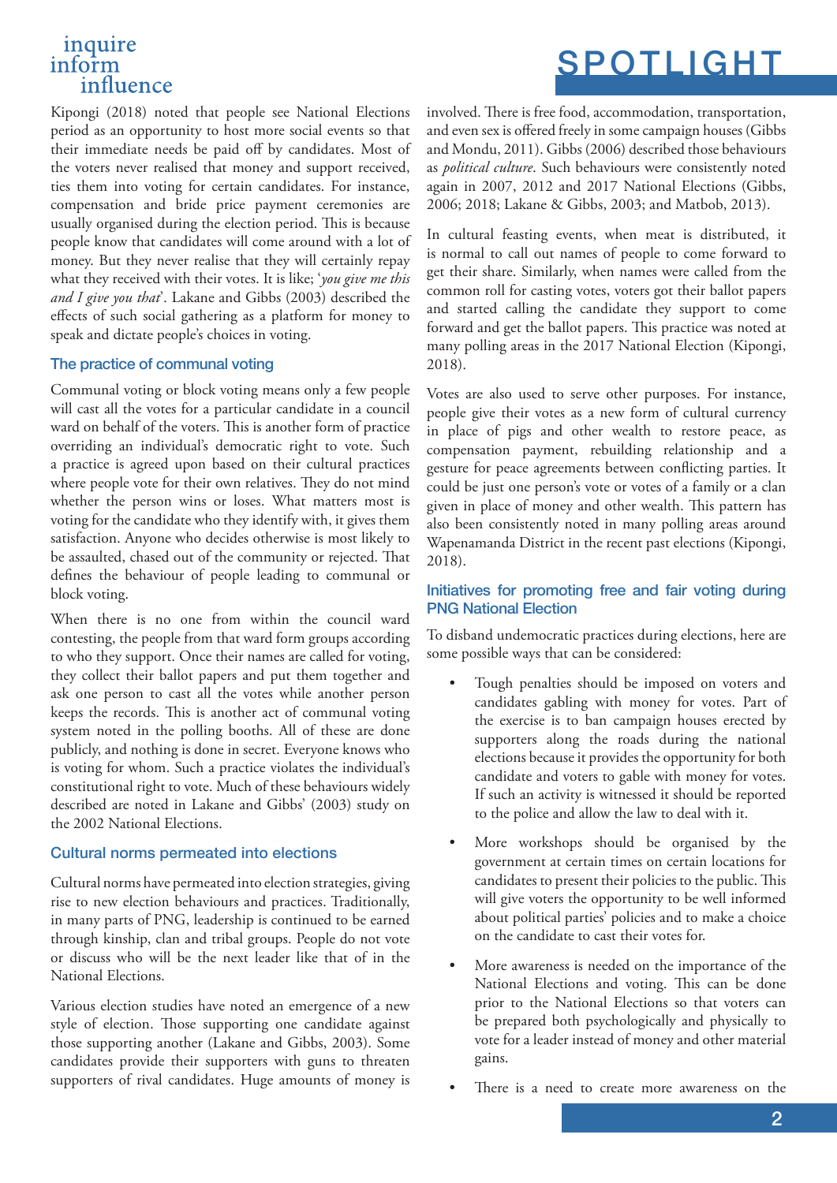Kipongi (2018) noted that people see National Elections period as an opportunity to host more social events so that their immediate needs be paid off by candidates. Most of the voters never realised that money and support received, ties them into voting for certain candidates. For instance, compensation and bride price payment ceremonies are usually organised during the election period. This is because people know that candidates will come around with a lot of money. But they never realise that they will certainly repay what they received with their votes. It is like; '*you give me this and I give you that*'. Lakane and Gibbs (2003) described the effects of such social gathering as a platform for money to speak and dictate people's choices in voting.

### The practice of communal voting

Communal voting or block voting means only a few people will cast all the votes for a particular candidate in a council ward on behalf of the voters. This is another form of practice overriding an individual's democratic right to vote. Such a practice is agreed upon based on their cultural practices where people vote for their own relatives. They do not mind whether the person wins or loses. What matters most is voting for the candidate who they identify with, it gives them satisfaction. Anyone who decides otherwise is most likely to be assaulted, chased out of the community or rejected. That defines the behaviour of people leading to communal or block voting.

When there is no one from within the council ward contesting, the people from that ward form groups according to who they support. Once their names are called for voting, they collect their ballot papers and put them together and ask one person to cast all the votes while another person keeps the records. This is another act of communal voting system noted in the polling booths. All of these are done publicly, and nothing is done in secret. Everyone knows who is voting for whom. Such a practice violates the individual's constitutional right to vote. Much of these behaviours widely described are noted in Lakane and Gibbs' (2003) study on the 2002 National Elections.

### Cultural norms permeated into elections

Cultural norms have permeated into election strategies, giving rise to new election behaviours and practices. Traditionally, in many parts of PNG, leadership is continued to be earned through kinship, clan and tribal groups. People do not vote or discuss who will be the next leader like that of in the National Elections.

Various election studies have noted an emergence of a new style of election. Those supporting one candidate against those supporting another (Lakane and Gibbs, 2003). Some candidates provide their supporters with guns to threaten supporters of rival candidates. Huge amounts of money is involved. There is free food, accommodation, transportation, and even sex is offered freely in some campaign houses (Gibbs and Mondu, 2011). Gibbs (2006) described those behaviours as *political culture*. Such behaviours were consistently noted again in 2007, 2012 and 2017 National Elections (Gibbs, 2006; 2018; Lakane & Gibbs, 2003; and Matbob, 2013).

In cultural feasting events, when meat is distributed, it is normal to call out names of people to come forward to get their share. Similarly, when names were called from the common roll for casting votes, voters got their ballot papers and started calling the candidate they support to come forward and get the ballot papers. This practice was noted at many polling areas in the 2017 National Election (Kipongi, 2018).

Votes are also used to serve other purposes. For instance, people give their votes as a new form of cultural currency in place of pigs and other wealth to restore peace, as compensation payment, rebuilding relationship and a gesture for peace agreements between conflicting parties. It could be just one person's vote or votes of a family or a clan given in place of money and other wealth. This pattern has also been consistently noted in many polling areas around Wapenamanda District in the recent past elections (Kipongi, 2018).

### Initiatives for promoting free and fair voting during PNG National Election

To disband undemocratic practices during elections, here are some possible ways that can be considered:

- Tough penalties should be imposed on voters and candidates gabling with money for votes. Part of the exercise is to ban campaign houses erected by supporters along the roads during the national elections because it provides the opportunity for both candidate and voters to gable with money for votes. If such an activity is witnessed it should be reported to the police and allow the law to deal with it.
- More workshops should be organised by the government at certain times on certain locations for candidates to present their policies to the public. This will give voters the opportunity to be well informed about political parties' policies and to make a choice on the candidate to cast their votes for.
- More awareness is needed on the importance of the National Elections and voting. This can be done prior to the National Elections so that voters can be prepared both psychologically and physically to vote for a leader instead of money and other material gains.
- There is a need to create more awareness on the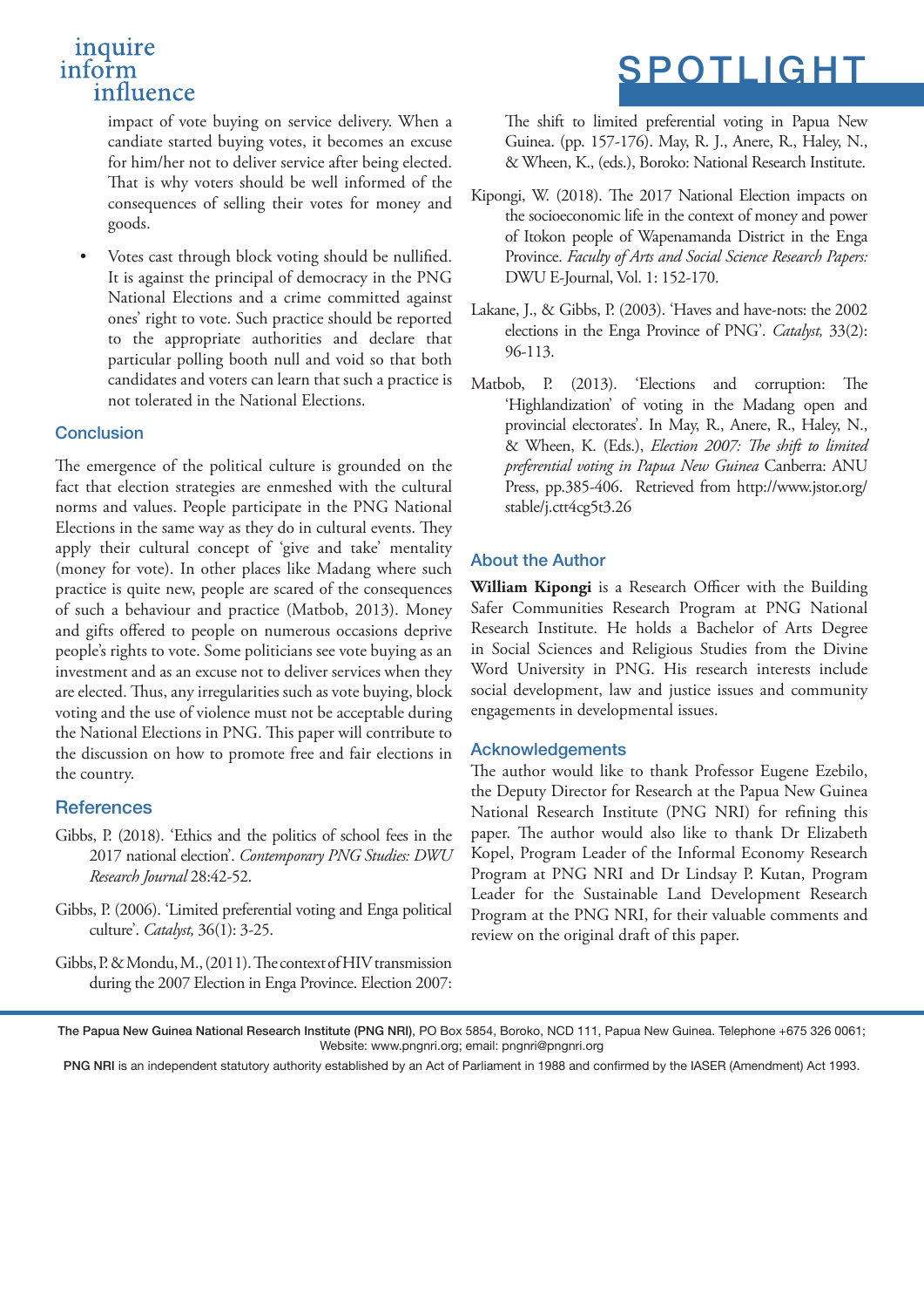impact of vote buying on service delivery. When a candiate started buying votes, it becomes an excuse for him/her not to deliver service after being elected. That is why voters should be well informed of the consequences of selling their votes for money and goods.

- Votes cast through block voting should be nullified. It is against the principal of democracy in the PNG National Elections and a crime committed against ones' right to vote. Such practice should be reported to the appropriate authorities and declare that particular polling booth null and void so that both candidates and voters can learn that such a practice is not tolerated in the National Elections.

## Conclusion

The emergence of the political culture is grounded on the fact that election strategies are enmeshed with the cultural norms and values. People participate in the PNG National Elections in the same way as they do in cultural events. They apply their cultural concept of 'give and take' mentality (money for vote). In other places like Madang where such practice is quite new, people are scared of the consequences of such a behaviour and practice (Matbob, 2013). Money and gifts offered to people on numerous occasions deprive people's rights to vote. Some politicians see vote buying as an investment and as an excuse not to deliver services when they are elected. Thus, any irregularities such as vote buying, block voting and the use of violence must not be acceptable during the National Elections in PNG. This paper will contribute to the discussion on how to promote free and fair elections in the country.

## References

Gibbs, P. (2018). 'Ethics and the politics of school fees in the 2017 national election'. *Contemporary PNG Studies: DWU Research Journal* 28:42-52.

Gibbs, P. (2006). 'Limited preferential voting and Enga political culture'. *Catalyst,* 36(1): 3-25.

Gibbs, P. & Mondu, M., (2011). The context of HIV transmission during the 2007 Election in Enga Province. Election 2007: The shift to limited preferential voting in Papua New Guinea. (pp. 157-176). May, R. J., Anere, R., Haley, N., & Wheen, K., (eds.), Boroko: National Research Institute.

Kipongi, W. (2018). The 2017 National Election impacts on the socioeconomic life in the context of money and power of Itokon people of Wapenamanda District in the Enga Province. *Faculty of Arts and Social Science Research Papers:* DWU E-Journal, Vol. 1: 152-170.

Lakane, J., & Gibbs, P. (2003). 'Haves and have-nots: the 2002 elections in the Enga Province of PNG'. *Catalyst,* 33(2): 96-113.

Matbob, P. (2013). 'Elections and corruption: The 'Highlandization' of voting in the Madang open and provincial electorates'. In May, R., Anere, R., Haley, N., & Wheen, K. (Eds.), *Election 2007: The shift to limited preferential voting in Papua New Guinea* Canberra: ANU Press, pp.385-406. Retrieved from http://www.jstor.org/stable/j.ctt4cg5t3.26

## About the Author

**William Kipongi** is a Research Officer with the Building Safer Communities Research Program at PNG National Research Institute. He holds a Bachelor of Arts Degree in Social Sciences and Religious Studies from the Divine Word University in PNG. His research interests include social development, law and justice issues and community engagements in developmental issues.

## Acknowledgements

The author would like to thank Professor Eugene Ezebilo, the Deputy Director for Research at the Papua New Guinea National Research Institute (PNG NRI) for refining this paper. The author would also like to thank Dr Elizabeth Kopel, Program Leader of the Informal Economy Research Program at PNG NRI and Dr Lindsay P. Kutan, Program Leader for the Sustainable Land Development Research Program at the PNG NRI, for their valuable comments and review on the original draft of this paper.

**The Papua New Guinea National Research Institute (PNG NRI)**, PO Box 5854, Boroko, NCD 111, Papua New Guinea. Telephone +675 326 0061; Website: www.pngnri.org; email: pngnri@pngnri.org

**PNG NRI** is an independent statutory authority established by an Act of Parliament in 1988 and confirmed by the IASER (Amendment) Act 1993.